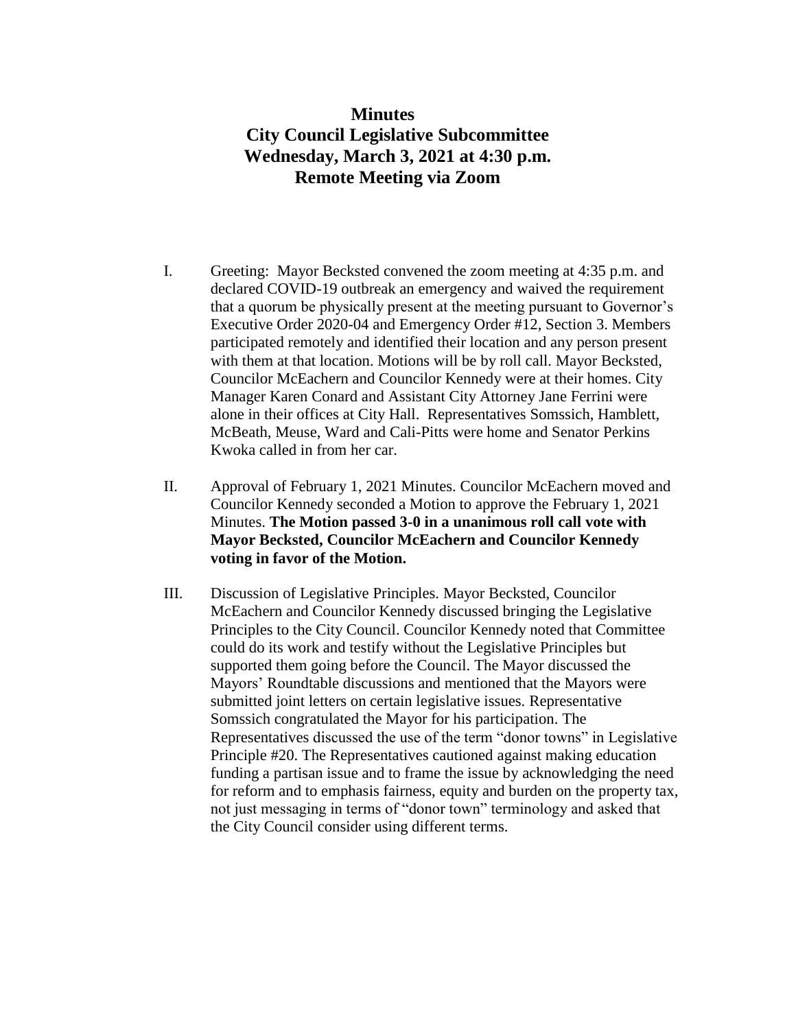# Minutes
## City Council Legislative Subcommittee
## Wednesday, March 3, 2021 at 4:30 p.m.
## Remote Meeting via Zoom

I. Greeting: Mayor Becksted convened the zoom meeting at 4:35 p.m. and declared COVID-19 outbreak an emergency and waived the requirement that a quorum be physically present at the meeting pursuant to Governor's Executive Order 2020-04 and Emergency Order #12, Section 3. Members participated remotely and identified their location and any person present with them at that location. Motions will be by roll call. Mayor Becksted, Councilor McEachern and Councilor Kennedy were at their homes. City Manager Karen Conard and Assistant City Attorney Jane Ferrini were alone in their offices at City Hall. Representatives Somssich, Hamblett, McBeath, Meuse, Ward and Cali-Pitts were home and Senator Perkins Kwoka called in from her car.

II. Approval of February 1, 2021 Minutes. Councilor McEachern moved and Councilor Kennedy seconded a Motion to approve the February 1, 2021 Minutes. **The Motion passed 3-0 in a unanimous roll call vote with Mayor Becksted, Councilor McEachern and Councilor Kennedy voting in favor of the Motion.**

III. Discussion of Legislative Principles. Mayor Becksted, Councilor McEachern and Councilor Kennedy discussed bringing the Legislative Principles to the City Council. Councilor Kennedy noted that Committee could do its work and testify without the Legislative Principles but supported them going before the Council. The Mayor discussed the Mayors' Roundtable discussions and mentioned that the Mayors were submitted joint letters on certain legislative issues. Representative Somssich congratulated the Mayor for his participation. The Representatives discussed the use of the term "donor towns" in Legislative Principle #20. The Representatives cautioned against making education funding a partisan issue and to frame the issue by acknowledging the need for reform and to emphasis fairness, equity and burden on the property tax, not just messaging in terms of "donor town" terminology and asked that the City Council consider using different terms.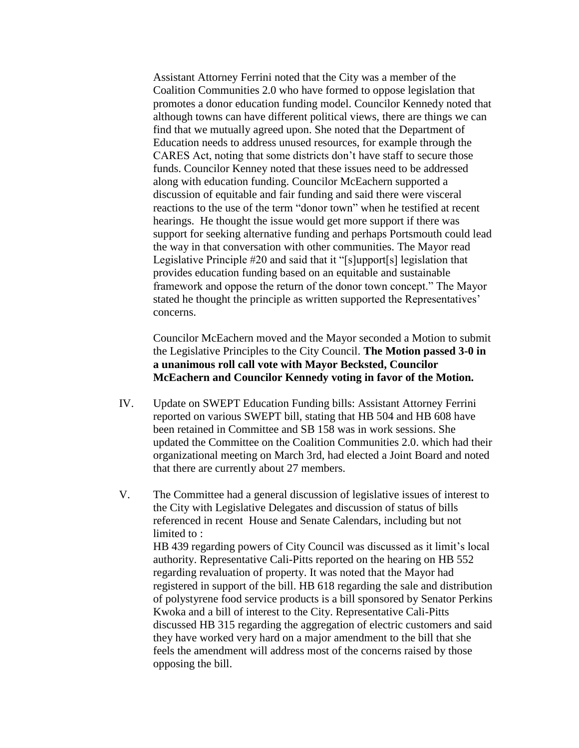Assistant Attorney Ferrini noted that the City was a member of the Coalition Communities 2.0 who have formed to oppose legislation that promotes a donor education funding model. Councilor Kennedy noted that although towns can have different political views, there are things we can find that we mutually agreed upon. She noted that the Department of Education needs to address unused resources, for example through the CARES Act, noting that some districts don't have staff to secure those funds. Councilor Kenney noted that these issues need to be addressed along with education funding. Councilor McEachern supported a discussion of equitable and fair funding and said there were visceral reactions to the use of the term "donor town" when he testified at recent hearings. He thought the issue would get more support if there was support for seeking alternative funding and perhaps Portsmouth could lead the way in that conversation with other communities. The Mayor read Legislative Principle #20 and said that it "[s]upport[s] legislation that provides education funding based on an equitable and sustainable framework and oppose the return of the donor town concept." The Mayor stated he thought the principle as written supported the Representatives' concerns.

Councilor McEachern moved and the Mayor seconded a Motion to submit the Legislative Principles to the City Council. **The Motion passed 3-0 in a unanimous roll call vote with Mayor Becksted, Councilor McEachern and Councilor Kennedy voting in favor of the Motion.**

IV. Update on SWEPT Education Funding bills: Assistant Attorney Ferrini reported on various SWEPT bill, stating that HB 504 and HB 608 have been retained in Committee and SB 158 was in work sessions. She updated the Committee on the Coalition Communities 2.0. which had their organizational meeting on March 3rd, had elected a Joint Board and noted that there are currently about 27 members.

V. The Committee had a general discussion of legislative issues of interest to the City with Legislative Delegates and discussion of status of bills referenced in recent House and Senate Calendars, including but not limited to :

HB 439 regarding powers of City Council was discussed as it limit's local authority. Representative Cali-Pitts reported on the hearing on HB 552 regarding revaluation of property. It was noted that the Mayor had registered in support of the bill. HB 618 regarding the sale and distribution of polystyrene food service products is a bill sponsored by Senator Perkins Kwoka and a bill of interest to the City. Representative Cali-Pitts discussed HB 315 regarding the aggregation of electric customers and said they have worked very hard on a major amendment to the bill that she feels the amendment will address most of the concerns raised by those opposing the bill.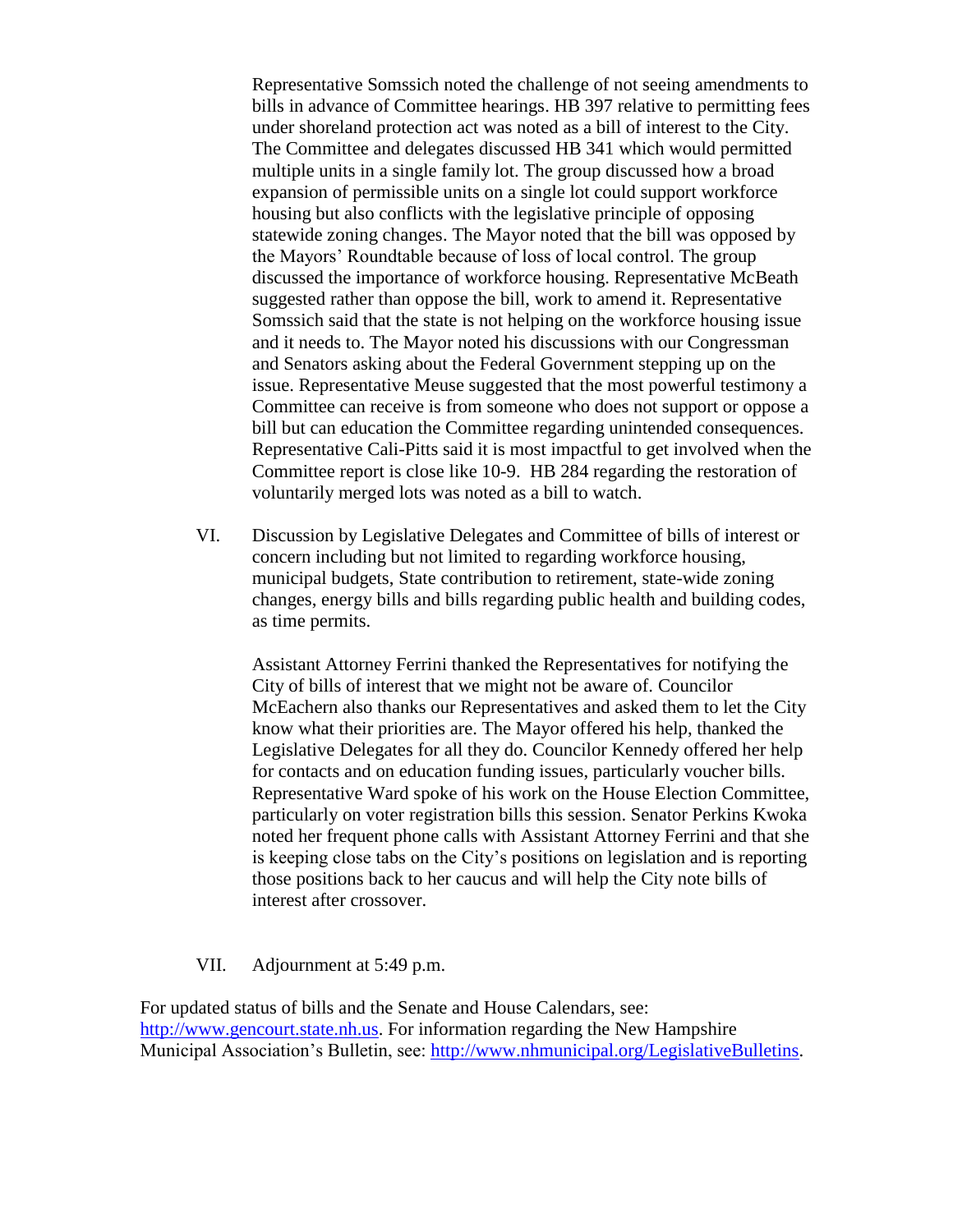Representative Somssich noted the challenge of not seeing amendments to bills in advance of Committee hearings. HB 397 relative to permitting fees under shoreland protection act was noted as a bill of interest to the City. The Committee and delegates discussed HB 341 which would permitted multiple units in a single family lot. The group discussed how a broad expansion of permissible units on a single lot could support workforce housing but also conflicts with the legislative principle of opposing statewide zoning changes. The Mayor noted that the bill was opposed by the Mayors' Roundtable because of loss of local control. The group discussed the importance of workforce housing. Representative McBeath suggested rather than oppose the bill, work to amend it. Representative Somssich said that the state is not helping on the workforce housing issue and it needs to. The Mayor noted his discussions with our Congressman and Senators asking about the Federal Government stepping up on the issue. Representative Meuse suggested that the most powerful testimony a Committee can receive is from someone who does not support or oppose a bill but can education the Committee regarding unintended consequences. Representative Cali-Pitts said it is most impactful to get involved when the Committee report is close like 10-9. HB 284 regarding the restoration of voluntarily merged lots was noted as a bill to watch.

VI. Discussion by Legislative Delegates and Committee of bills of interest or concern including but not limited to regarding workforce housing, municipal budgets, State contribution to retirement, state-wide zoning changes, energy bills and bills regarding public health and building codes, as time permits.

Assistant Attorney Ferrini thanked the Representatives for notifying the City of bills of interest that we might not be aware of. Councilor McEachern also thanks our Representatives and asked them to let the City know what their priorities are. The Mayor offered his help, thanked the Legislative Delegates for all they do. Councilor Kennedy offered her help for contacts and on education funding issues, particularly voucher bills. Representative Ward spoke of his work on the House Election Committee, particularly on voter registration bills this session. Senator Perkins Kwoka noted her frequent phone calls with Assistant Attorney Ferrini and that she is keeping close tabs on the City's positions on legislation and is reporting those positions back to her caucus and will help the City note bills of interest after crossover.

VII. Adjournment at 5:49 p.m.

For updated status of bills and the Senate and House Calendars, see: http://www.gencourt.state.nh.us. For information regarding the New Hampshire Municipal Association's Bulletin, see: http://www.nhmunicipal.org/LegislativeBulletins.